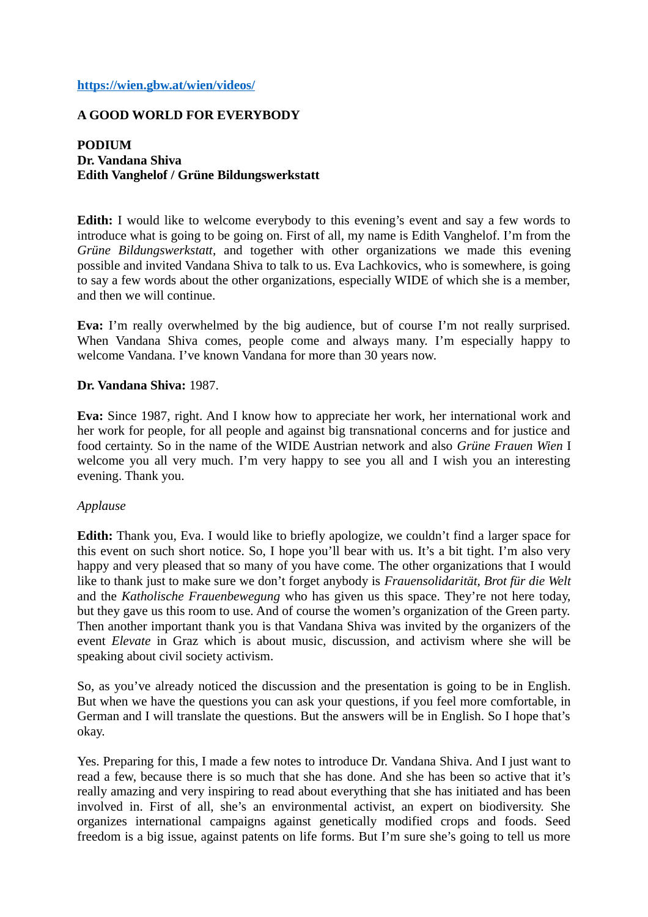https://wien.gbw.at/wien/videos/

**A GOOD WORLD FOR EVERYBODY**

**PODIUM**
**Dr. Vandana Shiva**
**Edith Vanghelof / Grüne Bildungswerkstatt**

**Edith:** I would like to welcome everybody to this evening's event and say a few words to introduce what is going to be going on. First of all, my name is Edith Vanghelof. I'm from the *Grüne Bildungswerkstatt*, and together with other organizations we made this evening possible and invited Vandana Shiva to talk to us. Eva Lachkovics, who is somewhere, is going to say a few words about the other organizations, especially WIDE of which she is a member, and then we will continue.

**Eva:** I'm really overwhelmed by the big audience, but of course I'm not really surprised. When Vandana Shiva comes, people come and always many. I'm especially happy to welcome Vandana. I've known Vandana for more than 30 years now.

**Dr. Vandana Shiva:** 1987.

**Eva:** Since 1987, right. And I know how to appreciate her work, her international work and her work for people, for all people and against big transnational concerns and for justice and food certainty. So in the name of the WIDE Austrian network and also *Grüne Frauen Wien* I welcome you all very much. I'm very happy to see you all and I wish you an interesting evening. Thank you.

*Applause*

**Edith:** Thank you, Eva. I would like to briefly apologize, we couldn't find a larger space for this event on such short notice. So, I hope you'll bear with us. It's a bit tight. I'm also very happy and very pleased that so many of you have come. The other organizations that I would like to thank just to make sure we don't forget anybody is *Frauensolidarität, Brot für die Welt* and the *Katholische Frauenbewegung* who has given us this space. They're not here today, but they gave us this room to use. And of course the women's organization of the Green party. Then another important thank you is that Vandana Shiva was invited by the organizers of the event *Elevate* in Graz which is about music, discussion, and activism where she will be speaking about civil society activism.

So, as you've already noticed the discussion and the presentation is going to be in English. But when we have the questions you can ask your questions, if you feel more comfortable, in German and I will translate the questions. But the answers will be in English. So I hope that's okay.

Yes. Preparing for this, I made a few notes to introduce Dr. Vandana Shiva. And I just want to read a few, because there is so much that she has done. And she has been so active that it's really amazing and very inspiring to read about everything that she has initiated and has been involved in. First of all, she's an environmental activist, an expert on biodiversity. She organizes international campaigns against genetically modified crops and foods. Seed freedom is a big issue, against patents on life forms. But I'm sure she's going to tell us more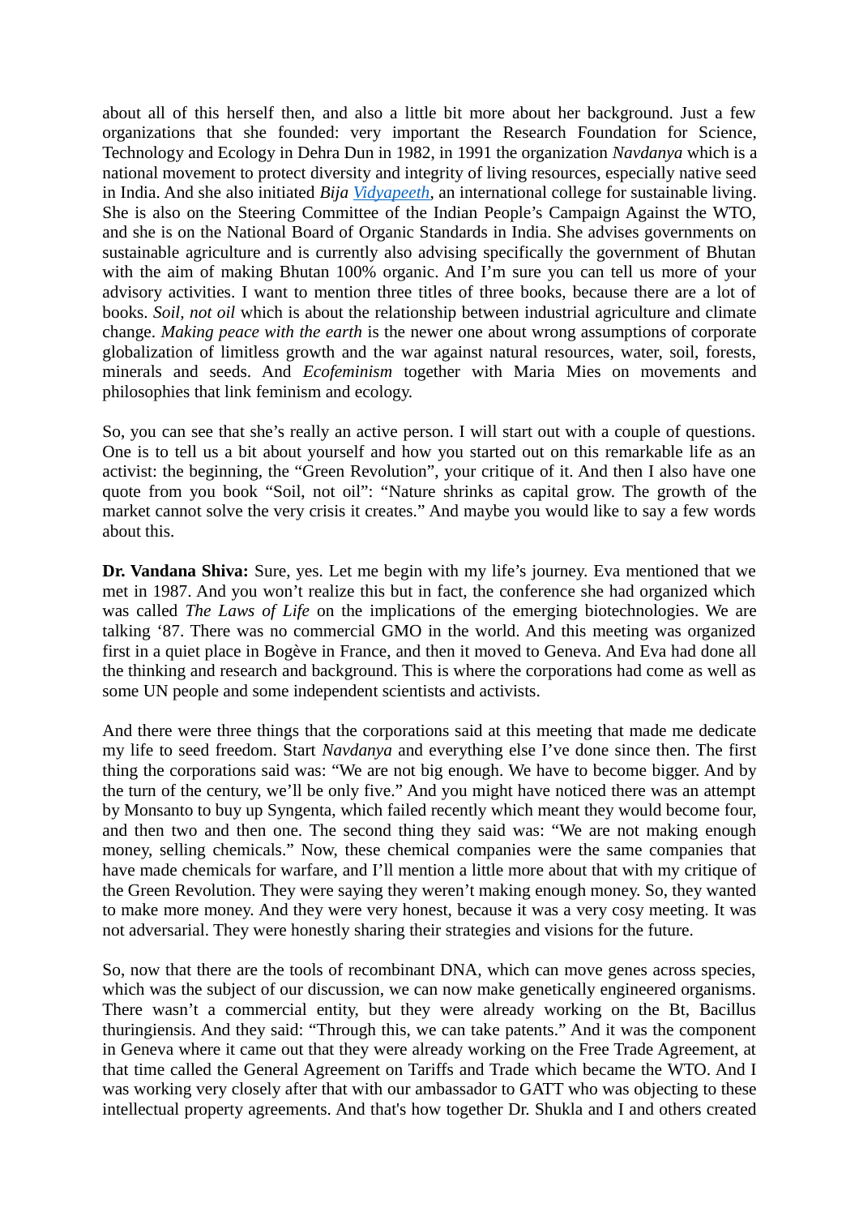about all of this herself then, and also a little bit more about her background. Just a few organizations that she founded: very important the Research Foundation for Science, Technology and Ecology in Dehra Dun in 1982, in 1991 the organization *Navdanya* which is a national movement to protect diversity and integrity of living resources, especially native seed in India. And she also initiated *Bija Vidyapeeth*, an international college for sustainable living. She is also on the Steering Committee of the Indian People's Campaign Against the WTO, and she is on the National Board of Organic Standards in India. She advises governments on sustainable agriculture and is currently also advising specifically the government of Bhutan with the aim of making Bhutan 100% organic. And I'm sure you can tell us more of your advisory activities. I want to mention three titles of three books, because there are a lot of books. *Soil, not oil* which is about the relationship between industrial agriculture and climate change. *Making peace with the earth* is the newer one about wrong assumptions of corporate globalization of limitless growth and the war against natural resources, water, soil, forests, minerals and seeds. And *Ecofeminism* together with Maria Mies on movements and philosophies that link feminism and ecology.

So, you can see that she's really an active person. I will start out with a couple of questions. One is to tell us a bit about yourself and how you started out on this remarkable life as an activist: the beginning, the "Green Revolution", your critique of it. And then I also have one quote from you book "Soil, not oil": "Nature shrinks as capital grow. The growth of the market cannot solve the very crisis it creates." And maybe you would like to say a few words about this.

**Dr. Vandana Shiva:** Sure, yes. Let me begin with my life's journey. Eva mentioned that we met in 1987. And you won't realize this but in fact, the conference she had organized which was called *The Laws of Life* on the implications of the emerging biotechnologies. We are talking '87. There was no commercial GMO in the world. And this meeting was organized first in a quiet place in Bogève in France, and then it moved to Geneva. And Eva had done all the thinking and research and background. This is where the corporations had come as well as some UN people and some independent scientists and activists.

And there were three things that the corporations said at this meeting that made me dedicate my life to seed freedom. Start *Navdanya* and everything else I've done since then. The first thing the corporations said was: "We are not big enough. We have to become bigger. And by the turn of the century, we'll be only five." And you might have noticed there was an attempt by Monsanto to buy up Syngenta, which failed recently which meant they would become four, and then two and then one. The second thing they said was: "We are not making enough money, selling chemicals." Now, these chemical companies were the same companies that have made chemicals for warfare, and I'll mention a little more about that with my critique of the Green Revolution. They were saying they weren't making enough money. So, they wanted to make more money. And they were very honest, because it was a very cosy meeting. It was not adversarial. They were honestly sharing their strategies and visions for the future.

So, now that there are the tools of recombinant DNA, which can move genes across species, which was the subject of our discussion, we can now make genetically engineered organisms. There wasn't a commercial entity, but they were already working on the Bt, Bacillus thuringiensis. And they said: "Through this, we can take patents." And it was the component in Geneva where it came out that they were already working on the Free Trade Agreement, at that time called the General Agreement on Tariffs and Trade which became the WTO. And I was working very closely after that with our ambassador to GATT who was objecting to these intellectual property agreements. And that's how together Dr. Shukla and I and others created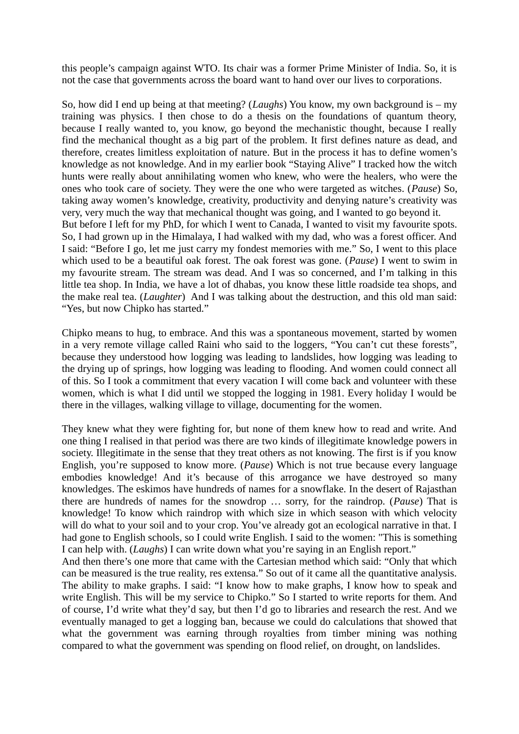this people's campaign against WTO. Its chair was a former Prime Minister of India. So, it is not the case that governments across the board want to hand over our lives to corporations.

So, how did I end up being at that meeting? (*Laughs*) You know, my own background is – my training was physics. I then chose to do a thesis on the foundations of quantum theory, because I really wanted to, you know, go beyond the mechanistic thought, because I really find the mechanical thought as a big part of the problem. It first defines nature as dead, and therefore, creates limitless exploitation of nature. But in the process it has to define women's knowledge as not knowledge. And in my earlier book "Staying Alive" I tracked how the witch hunts were really about annihilating women who knew, who were the healers, who were the ones who took care of society. They were the one who were targeted as witches. (*Pause*) So, taking away women's knowledge, creativity, productivity and denying nature's creativity was very, very much the way that mechanical thought was going, and I wanted to go beyond it.
But before I left for my PhD, for which I went to Canada, I wanted to visit my favourite spots. So, I had grown up in the Himalaya, I had walked with my dad, who was a forest officer. And I said: "Before I go, let me just carry my fondest memories with me." So, I went to this place which used to be a beautiful oak forest. The oak forest was gone. (*Pause*) I went to swim in my favourite stream. The stream was dead. And I was so concerned, and I'm talking in this little tea shop. In India, we have a lot of dhabas, you know these little roadside tea shops, and the make real tea. (*Laughter*) And I was talking about the destruction, and this old man said: "Yes, but now Chipko has started."

Chipko means to hug, to embrace. And this was a spontaneous movement, started by women in a very remote village called Raini who said to the loggers, "You can't cut these forests", because they understood how logging was leading to landslides, how logging was leading to the drying up of springs, how logging was leading to flooding. And women could connect all of this. So I took a commitment that every vacation I will come back and volunteer with these women, which is what I did until we stopped the logging in 1981. Every holiday I would be there in the villages, walking village to village, documenting for the women.

They knew what they were fighting for, but none of them knew how to read and write. And one thing I realised in that period was there are two kinds of illegitimate knowledge powers in society. Illegitimate in the sense that they treat others as not knowing. The first is if you know English, you're supposed to know more. (*Pause*) Which is not true because every language embodies knowledge! And it's because of this arrogance we have destroyed so many knowledges. The eskimos have hundreds of names for a snowflake. In the desert of Rajasthan there are hundreds of names for the snowdrop … sorry, for the raindrop. (*Pause*) That is knowledge! To know which raindrop with which size in which season with which velocity will do what to your soil and to your crop. You've already got an ecological narrative in that. I had gone to English schools, so I could write English. I said to the women: "This is something I can help with. (*Laughs*) I can write down what you're saying in an English report."
And then there's one more that came with the Cartesian method which said: "Only that which can be measured is the true reality, res extensa." So out of it came all the quantitative analysis. The ability to make graphs. I said: "I know how to make graphs, I know how to speak and write English. This will be my service to Chipko." So I started to write reports for them. And of course, I'd write what they'd say, but then I'd go to libraries and research the rest. And we eventually managed to get a logging ban, because we could do calculations that showed that what the government was earning through royalties from timber mining was nothing compared to what the government was spending on flood relief, on drought, on landslides.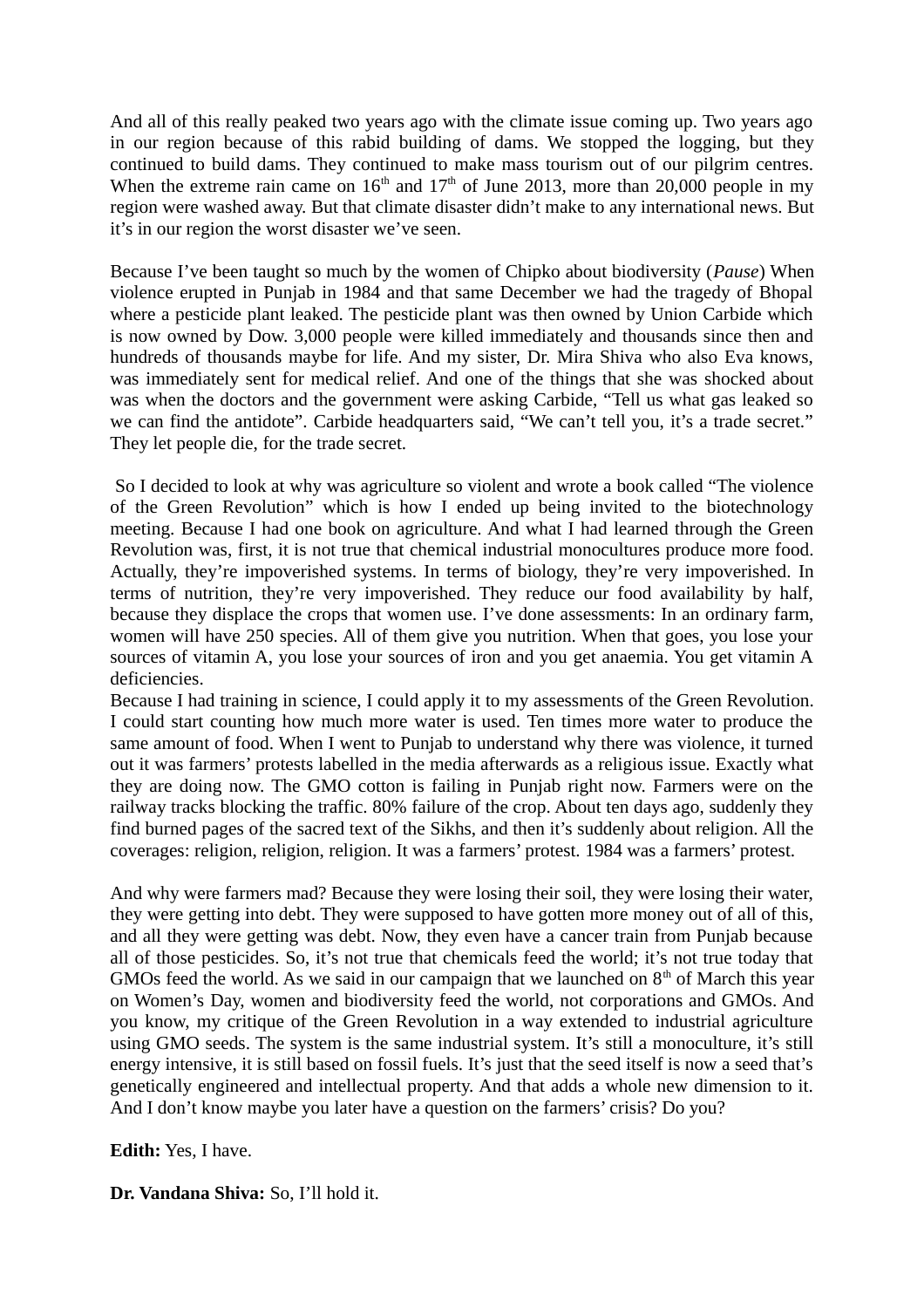And all of this really peaked two years ago with the climate issue coming up. Two years ago in our region because of this rabid building of dams. We stopped the logging, but they continued to build dams. They continued to make mass tourism out of our pilgrim centres. When the extreme rain came on 16th and 17th of June 2013, more than 20,000 people in my region were washed away. But that climate disaster didn't make to any international news. But it's in our region the worst disaster we've seen.

Because I've been taught so much by the women of Chipko about biodiversity (*Pause*) When violence erupted in Punjab in 1984 and that same December we had the tragedy of Bhopal where a pesticide plant leaked. The pesticide plant was then owned by Union Carbide which is now owned by Dow. 3,000 people were killed immediately and thousands since then and hundreds of thousands maybe for life. And my sister, Dr. Mira Shiva who also Eva knows, was immediately sent for medical relief. And one of the things that she was shocked about was when the doctors and the government were asking Carbide, "Tell us what gas leaked so we can find the antidote". Carbide headquarters said, "We can't tell you, it's a trade secret." They let people die, for the trade secret.

So I decided to look at why was agriculture so violent and wrote a book called "The violence of the Green Revolution" which is how I ended up being invited to the biotechnology meeting. Because I had one book on agriculture. And what I had learned through the Green Revolution was, first, it is not true that chemical industrial monocultures produce more food. Actually, they're impoverished systems. In terms of biology, they're very impoverished. In terms of nutrition, they're very impoverished. They reduce our food availability by half, because they displace the crops that women use. I've done assessments: In an ordinary farm, women will have 250 species. All of them give you nutrition. When that goes, you lose your sources of vitamin A, you lose your sources of iron and you get anaemia. You get vitamin A deficiencies.

Because I had training in science, I could apply it to my assessments of the Green Revolution. I could start counting how much more water is used. Ten times more water to produce the same amount of food. When I went to Punjab to understand why there was violence, it turned out it was farmers' protests labelled in the media afterwards as a religious issue. Exactly what they are doing now. The GMO cotton is failing in Punjab right now. Farmers were on the railway tracks blocking the traffic. 80% failure of the crop. About ten days ago, suddenly they find burned pages of the sacred text of the Sikhs, and then it's suddenly about religion. All the coverages: religion, religion, religion. It was a farmers' protest. 1984 was a farmers' protest.

And why were farmers mad? Because they were losing their soil, they were losing their water, they were getting into debt. They were supposed to have gotten more money out of all of this, and all they were getting was debt. Now, they even have a cancer train from Punjab because all of those pesticides. So, it's not true that chemicals feed the world; it's not true today that GMOs feed the world. As we said in our campaign that we launched on 8th of March this year on Women's Day, women and biodiversity feed the world, not corporations and GMOs. And you know, my critique of the Green Revolution in a way extended to industrial agriculture using GMO seeds. The system is the same industrial system. It's still a monoculture, it's still energy intensive, it is still based on fossil fuels. It's just that the seed itself is now a seed that's genetically engineered and intellectual property. And that adds a whole new dimension to it. And I don't know maybe you later have a question on the farmers' crisis? Do you?

**Edith:** Yes, I have.

**Dr. Vandana Shiva:** So, I'll hold it.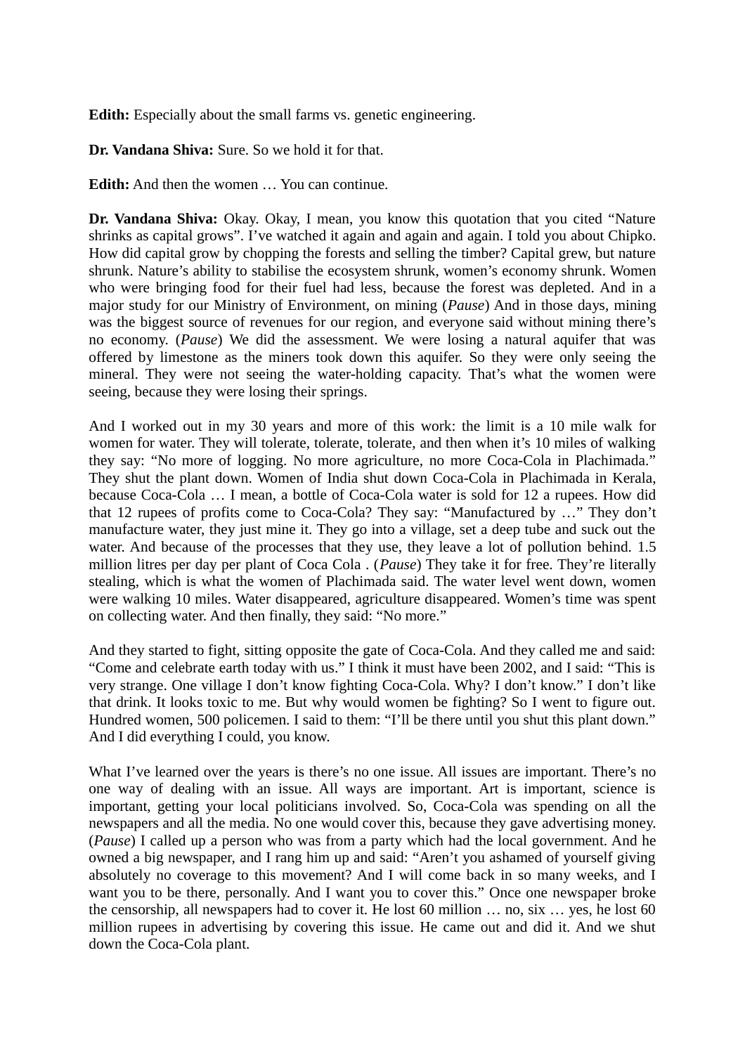**Edith:** Especially about the small farms vs. genetic engineering.

**Dr. Vandana Shiva:** Sure. So we hold it for that.

**Edith:** And then the women … You can continue.

**Dr. Vandana Shiva:** Okay. Okay, I mean, you know this quotation that you cited "Nature shrinks as capital grows". I've watched it again and again and again. I told you about Chipko. How did capital grow by chopping the forests and selling the timber? Capital grew, but nature shrunk. Nature's ability to stabilise the ecosystem shrunk, women's economy shrunk. Women who were bringing food for their fuel had less, because the forest was depleted. And in a major study for our Ministry of Environment, on mining (*Pause*) And in those days, mining was the biggest source of revenues for our region, and everyone said without mining there's no economy. (*Pause*) We did the assessment. We were losing a natural aquifer that was offered by limestone as the miners took down this aquifer. So they were only seeing the mineral. They were not seeing the water-holding capacity. That's what the women were seeing, because they were losing their springs.

And I worked out in my 30 years and more of this work: the limit is a 10 mile walk for women for water. They will tolerate, tolerate, tolerate, and then when it's 10 miles of walking they say: "No more of logging. No more agriculture, no more Coca-Cola in Plachimada." They shut the plant down. Women of India shut down Coca-Cola in Plachimada in Kerala, because Coca-Cola … I mean, a bottle of Coca-Cola water is sold for 12 a rupees. How did that 12 rupees of profits come to Coca-Cola? They say: "Manufactured by …" They don't manufacture water, they just mine it. They go into a village, set a deep tube and suck out the water. And because of the processes that they use, they leave a lot of pollution behind. 1.5 million litres per day per plant of Coca Cola . (*Pause*) They take it for free. They're literally stealing, which is what the women of Plachimada said. The water level went down, women were walking 10 miles. Water disappeared, agriculture disappeared. Women's time was spent on collecting water. And then finally, they said: "No more."

And they started to fight, sitting opposite the gate of Coca-Cola. And they called me and said: "Come and celebrate earth today with us." I think it must have been 2002, and I said: "This is very strange. One village I don't know fighting Coca-Cola. Why? I don't know." I don't like that drink. It looks toxic to me. But why would women be fighting? So I went to figure out. Hundred women, 500 policemen. I said to them: "I'll be there until you shut this plant down." And I did everything I could, you know.

What I've learned over the years is there's no one issue. All issues are important. There's no one way of dealing with an issue. All ways are important. Art is important, science is important, getting your local politicians involved. So, Coca-Cola was spending on all the newspapers and all the media. No one would cover this, because they gave advertising money. (*Pause*) I called up a person who was from a party which had the local government. And he owned a big newspaper, and I rang him up and said: "Aren't you ashamed of yourself giving absolutely no coverage to this movement? And I will come back in so many weeks, and I want you to be there, personally. And I want you to cover this." Once one newspaper broke the censorship, all newspapers had to cover it. He lost 60 million … no, six … yes, he lost 60 million rupees in advertising by covering this issue. He came out and did it. And we shut down the Coca-Cola plant.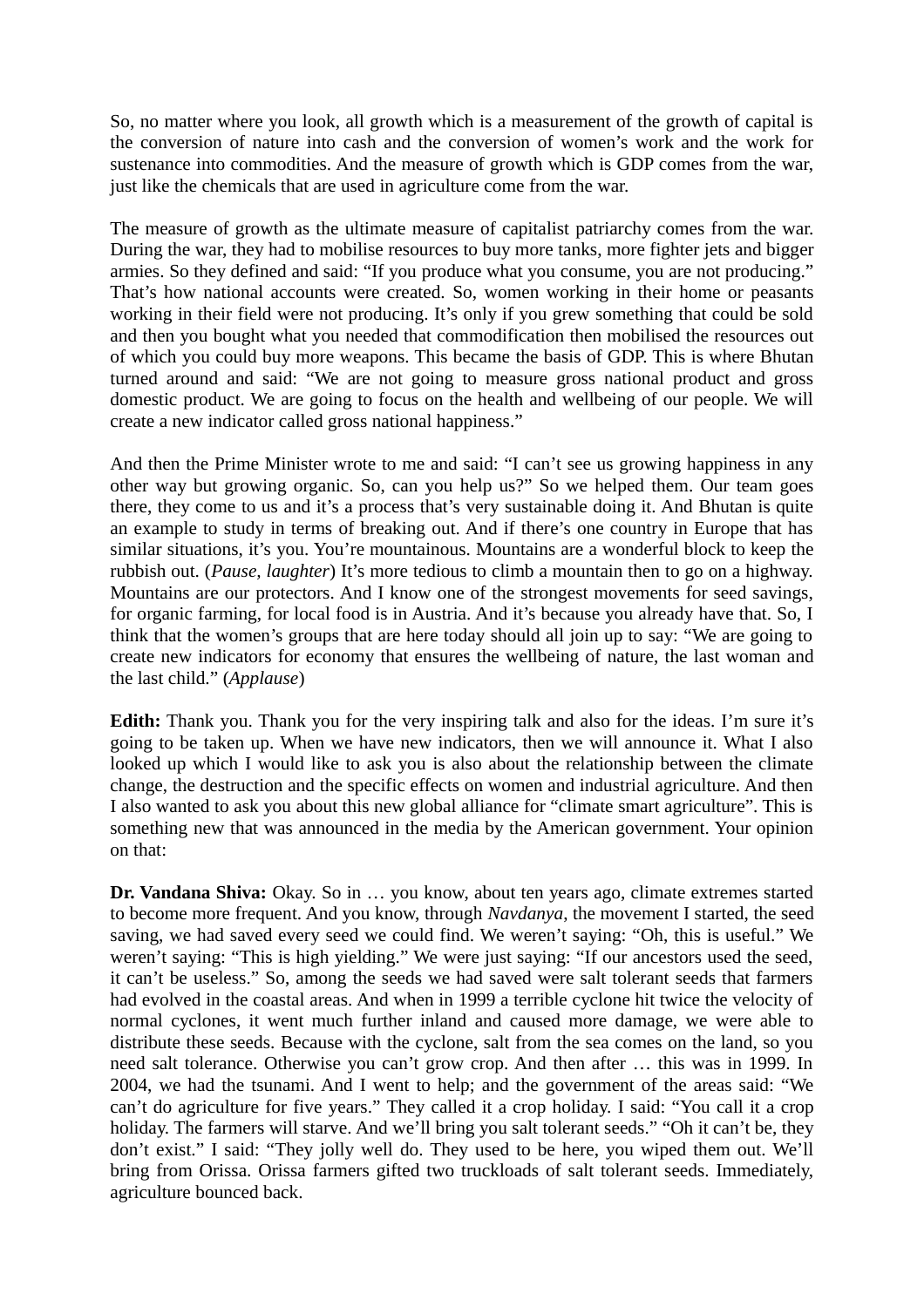So, no matter where you look, all growth which is a measurement of the growth of capital is the conversion of nature into cash and the conversion of women's work and the work for sustenance into commodities. And the measure of growth which is GDP comes from the war, just like the chemicals that are used in agriculture come from the war.

The measure of growth as the ultimate measure of capitalist patriarchy comes from the war. During the war, they had to mobilise resources to buy more tanks, more fighter jets and bigger armies. So they defined and said: "If you produce what you consume, you are not producing." That's how national accounts were created. So, women working in their home or peasants working in their field were not producing. It's only if you grew something that could be sold and then you bought what you needed that commodification then mobilised the resources out of which you could buy more weapons. This became the basis of GDP. This is where Bhutan turned around and said: "We are not going to measure gross national product and gross domestic product. We are going to focus on the health and wellbeing of our people. We will create a new indicator called gross national happiness."

And then the Prime Minister wrote to me and said: "I can't see us growing happiness in any other way but growing organic. So, can you help us?" So we helped them. Our team goes there, they come to us and it's a process that's very sustainable doing it. And Bhutan is quite an example to study in terms of breaking out. And if there's one country in Europe that has similar situations, it's you. You're mountainous. Mountains are a wonderful block to keep the rubbish out. (*Pause, laughter*) It's more tedious to climb a mountain then to go on a highway. Mountains are our protectors. And I know one of the strongest movements for seed savings, for organic farming, for local food is in Austria. And it's because you already have that. So, I think that the women's groups that are here today should all join up to say: "We are going to create new indicators for economy that ensures the wellbeing of nature, the last woman and the last child." (*Applause*)

**Edith:** Thank you. Thank you for the very inspiring talk and also for the ideas. I'm sure it's going to be taken up. When we have new indicators, then we will announce it. What I also looked up which I would like to ask you is also about the relationship between the climate change, the destruction and the specific effects on women and industrial agriculture. And then I also wanted to ask you about this new global alliance for "climate smart agriculture". This is something new that was announced in the media by the American government. Your opinion on that:

**Dr. Vandana Shiva:** Okay. So in … you know, about ten years ago, climate extremes started to become more frequent. And you know, through *Navdanya*, the movement I started, the seed saving, we had saved every seed we could find. We weren't saying: "Oh, this is useful." We weren't saying: "This is high yielding." We were just saying: "If our ancestors used the seed, it can't be useless." So, among the seeds we had saved were salt tolerant seeds that farmers had evolved in the coastal areas. And when in 1999 a terrible cyclone hit twice the velocity of normal cyclones, it went much further inland and caused more damage, we were able to distribute these seeds. Because with the cyclone, salt from the sea comes on the land, so you need salt tolerance. Otherwise you can't grow crop. And then after … this was in 1999. In 2004, we had the tsunami. And I went to help; and the government of the areas said: "We can't do agriculture for five years." They called it a crop holiday. I said: "You call it a crop holiday. The farmers will starve. And we'll bring you salt tolerant seeds." "Oh it can't be, they don't exist." I said: "They jolly well do. They used to be here, you wiped them out. We'll bring from Orissa. Orissa farmers gifted two truckloads of salt tolerant seeds. Immediately, agriculture bounced back.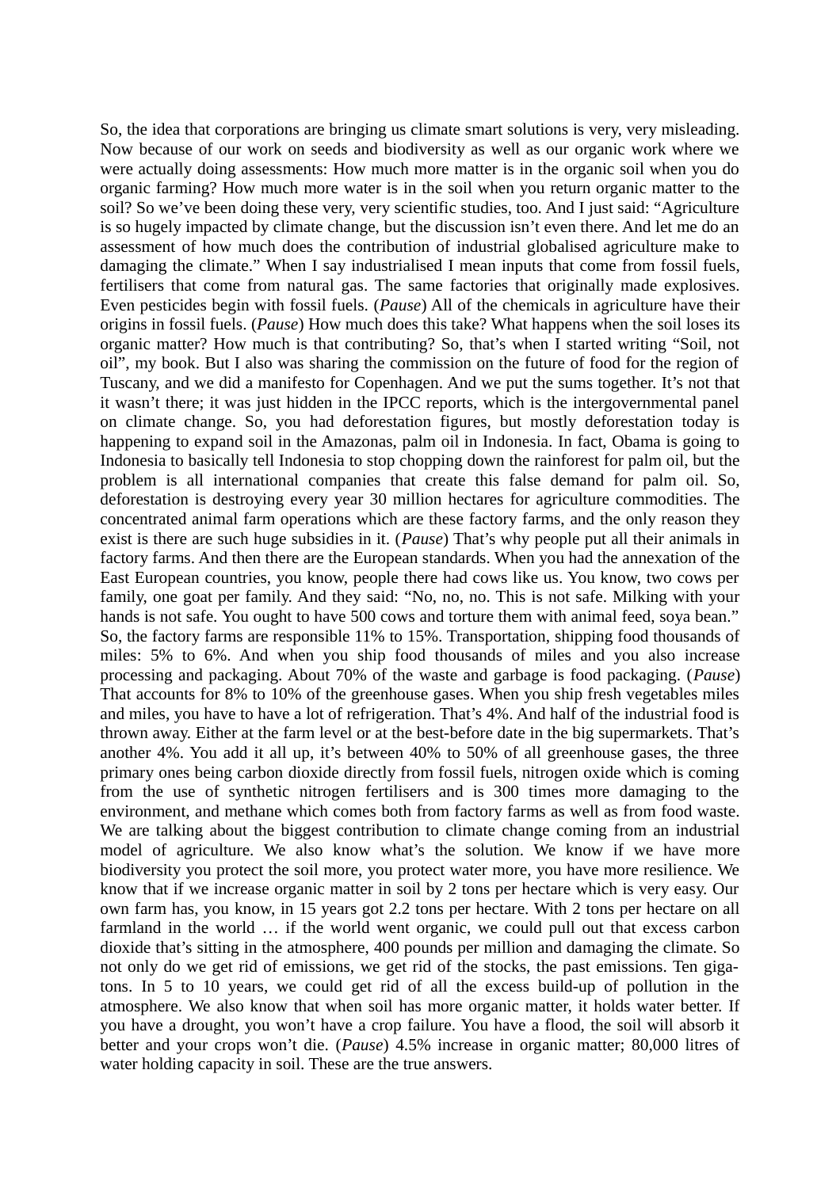So, the idea that corporations are bringing us climate smart solutions is very, very misleading. Now because of our work on seeds and biodiversity as well as our organic work where we were actually doing assessments: How much more matter is in the organic soil when you do organic farming? How much more water is in the soil when you return organic matter to the soil? So we've been doing these very, very scientific studies, too. And I just said: "Agriculture is so hugely impacted by climate change, but the discussion isn't even there. And let me do an assessment of how much does the contribution of industrial globalised agriculture make to damaging the climate." When I say industrialised I mean inputs that come from fossil fuels, fertilisers that come from natural gas. The same factories that originally made explosives. Even pesticides begin with fossil fuels. (*Pause*) All of the chemicals in agriculture have their origins in fossil fuels. (*Pause*) How much does this take? What happens when the soil loses its organic matter? How much is that contributing? So, that's when I started writing "Soil, not oil", my book. But I also was sharing the commission on the future of food for the region of Tuscany, and we did a manifesto for Copenhagen. And we put the sums together. It's not that it wasn't there; it was just hidden in the IPCC reports, which is the intergovernmental panel on climate change. So, you had deforestation figures, but mostly deforestation today is happening to expand soil in the Amazonas, palm oil in Indonesia. In fact, Obama is going to Indonesia to basically tell Indonesia to stop chopping down the rainforest for palm oil, but the problem is all international companies that create this false demand for palm oil. So, deforestation is destroying every year 30 million hectares for agriculture commodities. The concentrated animal farm operations which are these factory farms, and the only reason they exist is there are such huge subsidies in it. (*Pause*) That's why people put all their animals in factory farms. And then there are the European standards. When you had the annexation of the East European countries, you know, people there had cows like us. You know, two cows per family, one goat per family. And they said: "No, no, no. This is not safe. Milking with your hands is not safe. You ought to have 500 cows and torture them with animal feed, soya bean." So, the factory farms are responsible 11% to 15%. Transportation, shipping food thousands of miles: 5% to 6%. And when you ship food thousands of miles and you also increase processing and packaging. About 70% of the waste and garbage is food packaging. (*Pause*) That accounts for 8% to 10% of the greenhouse gases. When you ship fresh vegetables miles and miles, you have to have a lot of refrigeration. That's 4%. And half of the industrial food is thrown away. Either at the farm level or at the best-before date in the big supermarkets. That's another 4%. You add it all up, it's between 40% to 50% of all greenhouse gases, the three primary ones being carbon dioxide directly from fossil fuels, nitrogen oxide which is coming from the use of synthetic nitrogen fertilisers and is 300 times more damaging to the environment, and methane which comes both from factory farms as well as from food waste. We are talking about the biggest contribution to climate change coming from an industrial model of agriculture. We also know what's the solution. We know if we have more biodiversity you protect the soil more, you protect water more, you have more resilience. We know that if we increase organic matter in soil by 2 tons per hectare which is very easy. Our own farm has, you know, in 15 years got 2.2 tons per hectare. With 2 tons per hectare on all farmland in the world … if the world went organic, we could pull out that excess carbon dioxide that's sitting in the atmosphere, 400 pounds per million and damaging the climate. So not only do we get rid of emissions, we get rid of the stocks, the past emissions. Ten giga-tons. In 5 to 10 years, we could get rid of all the excess build-up of pollution in the atmosphere. We also know that when soil has more organic matter, it holds water better. If you have a drought, you won't have a crop failure. You have a flood, the soil will absorb it better and your crops won't die. (*Pause*) 4.5% increase in organic matter; 80,000 litres of water holding capacity in soil. These are the true answers.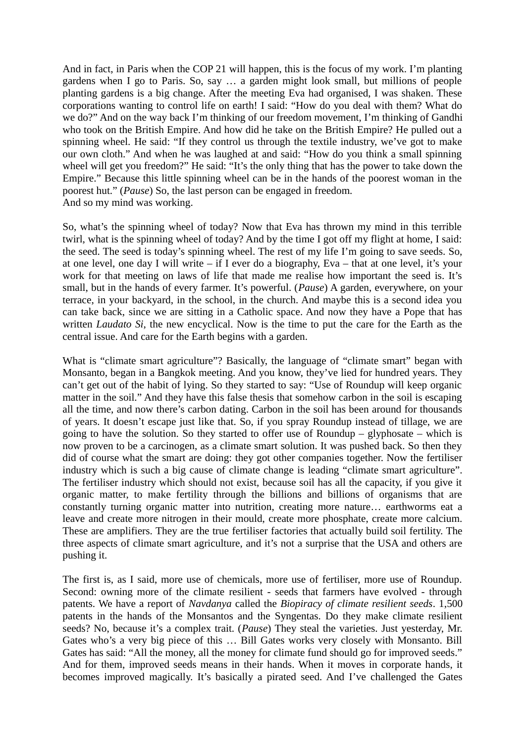And in fact, in Paris when the COP 21 will happen, this is the focus of my work. I'm planting gardens when I go to Paris. So, say … a garden might look small, but millions of people planting gardens is a big change. After the meeting Eva had organised, I was shaken. These corporations wanting to control life on earth! I said: "How do you deal with them? What do we do?" And on the way back I'm thinking of our freedom movement, I'm thinking of Gandhi who took on the British Empire. And how did he take on the British Empire? He pulled out a spinning wheel. He said: "If they control us through the textile industry, we've got to make our own cloth." And when he was laughed at and said: "How do you think a small spinning wheel will get you freedom?" He said: "It's the only thing that has the power to take down the Empire." Because this little spinning wheel can be in the hands of the poorest woman in the poorest hut." (*Pause*) So, the last person can be engaged in freedom.
And so my mind was working.

So, what's the spinning wheel of today? Now that Eva has thrown my mind in this terrible twirl, what is the spinning wheel of today? And by the time I got off my flight at home, I said: the seed. The seed is today's spinning wheel. The rest of my life I'm going to save seeds. So, at one level, one day I will write – if I ever do a biography, Eva – that at one level, it's your work for that meeting on laws of life that made me realise how important the seed is. It's small, but in the hands of every farmer. It's powerful. (*Pause*) A garden, everywhere, on your terrace, in your backyard, in the school, in the church. And maybe this is a second idea you can take back, since we are sitting in a Catholic space. And now they have a Pope that has written *Laudato Si*, the new encyclical. Now is the time to put the care for the Earth as the central issue. And care for the Earth begins with a garden.

What is "climate smart agriculture"? Basically, the language of "climate smart" began with Monsanto, began in a Bangkok meeting. And you know, they've lied for hundred years. They can't get out of the habit of lying. So they started to say: "Use of Roundup will keep organic matter in the soil." And they have this false thesis that somehow carbon in the soil is escaping all the time, and now there's carbon dating. Carbon in the soil has been around for thousands of years. It doesn't escape just like that. So, if you spray Roundup instead of tillage, we are going to have the solution. So they started to offer use of Roundup – glyphosate – which is now proven to be a carcinogen, as a climate smart solution. It was pushed back. So then they did of course what the smart are doing: they got other companies together. Now the fertiliser industry which is such a big cause of climate change is leading "climate smart agriculture". The fertiliser industry which should not exist, because soil has all the capacity, if you give it organic matter, to make fertility through the billions and billions of organisms that are constantly turning organic matter into nutrition, creating more nature… earthworms eat a leave and create more nitrogen in their mould, create more phosphate, create more calcium. These are amplifiers. They are the true fertiliser factories that actually build soil fertility. The three aspects of climate smart agriculture, and it's not a surprise that the USA and others are pushing it.

The first is, as I said, more use of chemicals, more use of fertiliser, more use of Roundup. Second: owning more of the climate resilient - seeds that farmers have evolved - through patents. We have a report of *Navdanya* called the *Biopiracy of climate resilient seeds*. 1,500 patents in the hands of the Monsantos and the Syngentas. Do they make climate resilient seeds? No, because it's a complex trait. (*Pause*) They steal the varieties. Just yesterday, Mr. Gates who's a very big piece of this … Bill Gates works very closely with Monsanto. Bill Gates has said: "All the money, all the money for climate fund should go for improved seeds." And for them, improved seeds means in their hands. When it moves in corporate hands, it becomes improved magically. It's basically a pirated seed. And I've challenged the Gates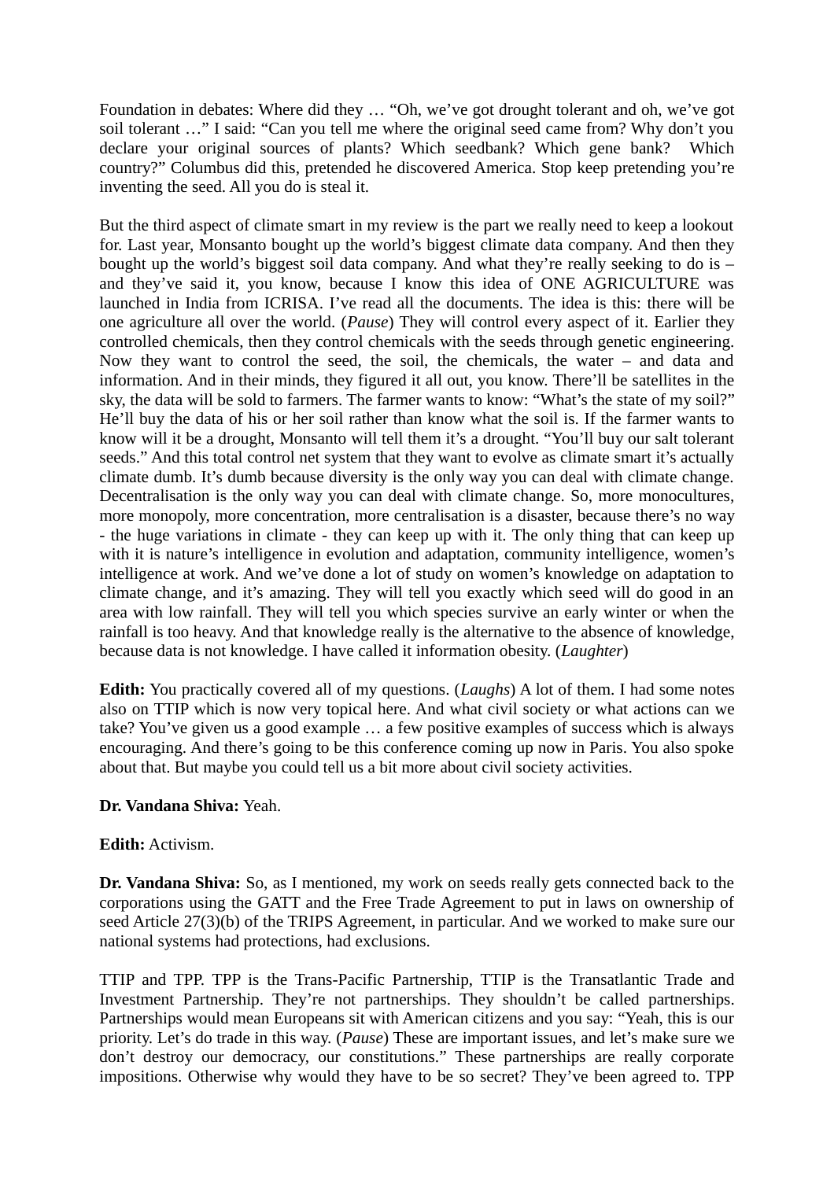Foundation in debates: Where did they … "Oh, we've got drought tolerant and oh, we've got soil tolerant …" I said: "Can you tell me where the original seed came from? Why don't you declare your original sources of plants? Which seedbank? Which gene bank? Which country?" Columbus did this, pretended he discovered America. Stop keep pretending you're inventing the seed. All you do is steal it.

But the third aspect of climate smart in my review is the part we really need to keep a lookout for. Last year, Monsanto bought up the world's biggest climate data company. And then they bought up the world's biggest soil data company. And what they're really seeking to do is – and they've said it, you know, because I know this idea of ONE AGRICULTURE was launched in India from ICRISA. I've read all the documents. The idea is this: there will be one agriculture all over the world. (*Pause*) They will control every aspect of it. Earlier they controlled chemicals, then they control chemicals with the seeds through genetic engineering. Now they want to control the seed, the soil, the chemicals, the water – and data and information. And in their minds, they figured it all out, you know. There'll be satellites in the sky, the data will be sold to farmers. The farmer wants to know: "What's the state of my soil?" He'll buy the data of his or her soil rather than know what the soil is. If the farmer wants to know will it be a drought, Monsanto will tell them it's a drought. "You'll buy our salt tolerant seeds." And this total control net system that they want to evolve as climate smart it's actually climate dumb. It's dumb because diversity is the only way you can deal with climate change. Decentralisation is the only way you can deal with climate change. So, more monocultures, more monopoly, more concentration, more centralisation is a disaster, because there's no way - the huge variations in climate - they can keep up with it. The only thing that can keep up with it is nature's intelligence in evolution and adaptation, community intelligence, women's intelligence at work. And we've done a lot of study on women's knowledge on adaptation to climate change, and it's amazing. They will tell you exactly which seed will do good in an area with low rainfall. They will tell you which species survive an early winter or when the rainfall is too heavy. And that knowledge really is the alternative to the absence of knowledge, because data is not knowledge. I have called it information obesity. (*Laughter*)

**Edith:** You practically covered all of my questions. (*Laughs*) A lot of them. I had some notes also on TTIP which is now very topical here. And what civil society or what actions can we take? You've given us a good example … a few positive examples of success which is always encouraging. And there's going to be this conference coming up now in Paris. You also spoke about that. But maybe you could tell us a bit more about civil society activities.

**Dr. Vandana Shiva:** Yeah.

**Edith:** Activism.

**Dr. Vandana Shiva:** So, as I mentioned, my work on seeds really gets connected back to the corporations using the GATT and the Free Trade Agreement to put in laws on ownership of seed Article 27(3)(b) of the TRIPS Agreement, in particular. And we worked to make sure our national systems had protections, had exclusions.

TTIP and TPP. TPP is the Trans-Pacific Partnership, TTIP is the Transatlantic Trade and Investment Partnership. They're not partnerships. They shouldn't be called partnerships. Partnerships would mean Europeans sit with American citizens and you say: "Yeah, this is our priority. Let's do trade in this way. (*Pause*) These are important issues, and let's make sure we don't destroy our democracy, our constitutions." These partnerships are really corporate impositions. Otherwise why would they have to be so secret? They've been agreed to. TPP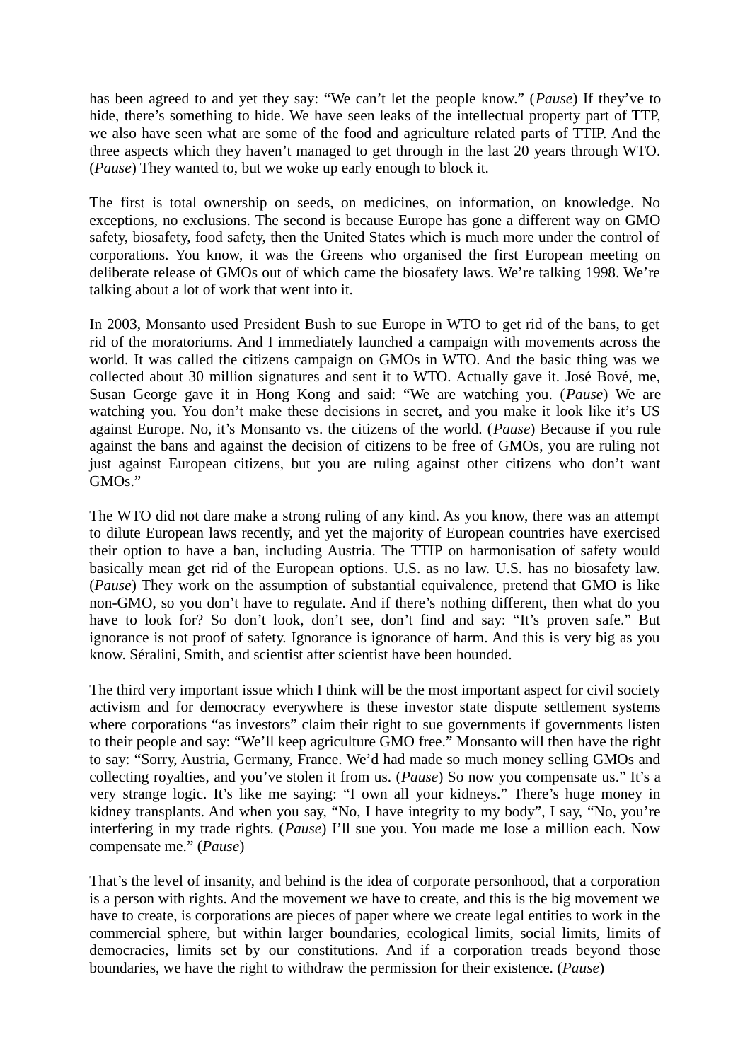has been agreed to and yet they say: "We can't let the people know." (*Pause*) If they've to hide, there's something to hide. We have seen leaks of the intellectual property part of TTP, we also have seen what are some of the food and agriculture related parts of TTIP. And the three aspects which they haven't managed to get through in the last 20 years through WTO. (*Pause*) They wanted to, but we woke up early enough to block it.

The first is total ownership on seeds, on medicines, on information, on knowledge. No exceptions, no exclusions. The second is because Europe has gone a different way on GMO safety, biosafety, food safety, then the United States which is much more under the control of corporations. You know, it was the Greens who organised the first European meeting on deliberate release of GMOs out of which came the biosafety laws. We're talking 1998. We're talking about a lot of work that went into it.

In 2003, Monsanto used President Bush to sue Europe in WTO to get rid of the bans, to get rid of the moratoriums. And I immediately launched a campaign with movements across the world. It was called the citizens campaign on GMOs in WTO. And the basic thing was we collected about 30 million signatures and sent it to WTO. Actually gave it. José Bové, me, Susan George gave it in Hong Kong and said: "We are watching you. (*Pause*) We are watching you. You don't make these decisions in secret, and you make it look like it's US against Europe. No, it's Monsanto vs. the citizens of the world. (*Pause*) Because if you rule against the bans and against the decision of citizens to be free of GMOs, you are ruling not just against European citizens, but you are ruling against other citizens who don't want GMOs."

The WTO did not dare make a strong ruling of any kind. As you know, there was an attempt to dilute European laws recently, and yet the majority of European countries have exercised their option to have a ban, including Austria. The TTIP on harmonisation of safety would basically mean get rid of the European options. U.S. as no law. U.S. has no biosafety law. (*Pause*) They work on the assumption of substantial equivalence, pretend that GMO is like non-GMO, so you don't have to regulate. And if there's nothing different, then what do you have to look for? So don't look, don't see, don't find and say: "It's proven safe." But ignorance is not proof of safety. Ignorance is ignorance of harm. And this is very big as you know. Séralini, Smith, and scientist after scientist have been hounded.

The third very important issue which I think will be the most important aspect for civil society activism and for democracy everywhere is these investor state dispute settlement systems where corporations "as investors" claim their right to sue governments if governments listen to their people and say: "We'll keep agriculture GMO free." Monsanto will then have the right to say: "Sorry, Austria, Germany, France. We'd had made so much money selling GMOs and collecting royalties, and you've stolen it from us. (*Pause*) So now you compensate us." It's a very strange logic. It's like me saying: "I own all your kidneys." There's huge money in kidney transplants. And when you say, "No, I have integrity to my body", I say, "No, you're interfering in my trade rights. (*Pause*) I'll sue you. You made me lose a million each. Now compensate me." (*Pause*)

That's the level of insanity, and behind is the idea of corporate personhood, that a corporation is a person with rights. And the movement we have to create, and this is the big movement we have to create, is corporations are pieces of paper where we create legal entities to work in the commercial sphere, but within larger boundaries, ecological limits, social limits, limits of democracies, limits set by our constitutions. And if a corporation treads beyond those boundaries, we have the right to withdraw the permission for their existence. (*Pause*)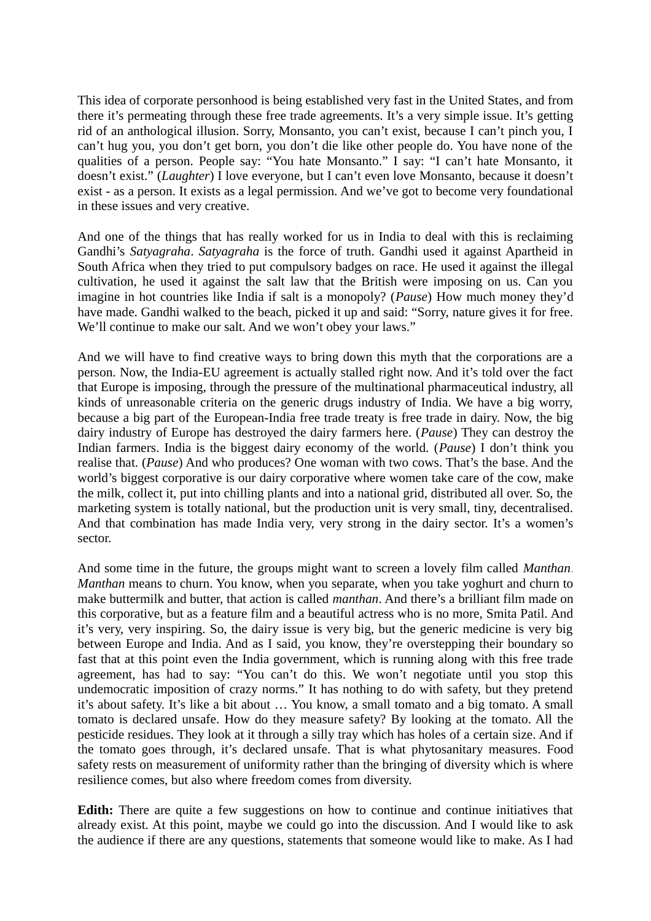This idea of corporate personhood is being established very fast in the United States, and from there it's permeating through these free trade agreements. It's a very simple issue. It's getting rid of an anthological illusion. Sorry, Monsanto, you can't exist, because I can't pinch you, I can't hug you, you don't get born, you don't die like other people do. You have none of the qualities of a person. People say: "You hate Monsanto." I say: "I can't hate Monsanto, it doesn't exist." (*Laughter*) I love everyone, but I can't even love Monsanto, because it doesn't exist - as a person. It exists as a legal permission. And we've got to become very foundational in these issues and very creative.

And one of the things that has really worked for us in India to deal with this is reclaiming Gandhi's *Satyagraha*. *Satyagraha* is the force of truth. Gandhi used it against Apartheid in South Africa when they tried to put compulsory badges on race. He used it against the illegal cultivation, he used it against the salt law that the British were imposing on us. Can you imagine in hot countries like India if salt is a monopoly? (*Pause*) How much money they'd have made. Gandhi walked to the beach, picked it up and said: "Sorry, nature gives it for free. We'll continue to make our salt. And we won't obey your laws."

And we will have to find creative ways to bring down this myth that the corporations are a person. Now, the India-EU agreement is actually stalled right now. And it's told over the fact that Europe is imposing, through the pressure of the multinational pharmaceutical industry, all kinds of unreasonable criteria on the generic drugs industry of India. We have a big worry, because a big part of the European-India free trade treaty is free trade in dairy. Now, the big dairy industry of Europe has destroyed the dairy farmers here. (*Pause*) They can destroy the Indian farmers. India is the biggest dairy economy of the world. (*Pause*) I don't think you realise that. (*Pause*) And who produces? One woman with two cows. That's the base. And the world's biggest corporative is our dairy corporative where women take care of the cow, make the milk, collect it, put into chilling plants and into a national grid, distributed all over. So, the marketing system is totally national, but the production unit is very small, tiny, decentralised. And that combination has made India very, very strong in the dairy sector. It's a women's sector.

And some time in the future, the groups might want to screen a lovely film called *Manthan*. *Manthan* means to churn. You know, when you separate, when you take yoghurt and churn to make buttermilk and butter, that action is called *manthan*. And there's a brilliant film made on this corporative, but as a feature film and a beautiful actress who is no more, Smita Patil. And it's very, very inspiring. So, the dairy issue is very big, but the generic medicine is very big between Europe and India. And as I said, you know, they're overstepping their boundary so fast that at this point even the India government, which is running along with this free trade agreement, has had to say: "You can't do this. We won't negotiate until you stop this undemocratic imposition of crazy norms." It has nothing to do with safety, but they pretend it's about safety. It's like a bit about … You know, a small tomato and a big tomato. A small tomato is declared unsafe. How do they measure safety? By looking at the tomato. All the pesticide residues. They look at it through a silly tray which has holes of a certain size. And if the tomato goes through, it's declared unsafe. That is what phytosanitary measures. Food safety rests on measurement of uniformity rather than the bringing of diversity which is where resilience comes, but also where freedom comes from diversity.

**Edith:** There are quite a few suggestions on how to continue and continue initiatives that already exist. At this point, maybe we could go into the discussion. And I would like to ask the audience if there are any questions, statements that someone would like to make. As I had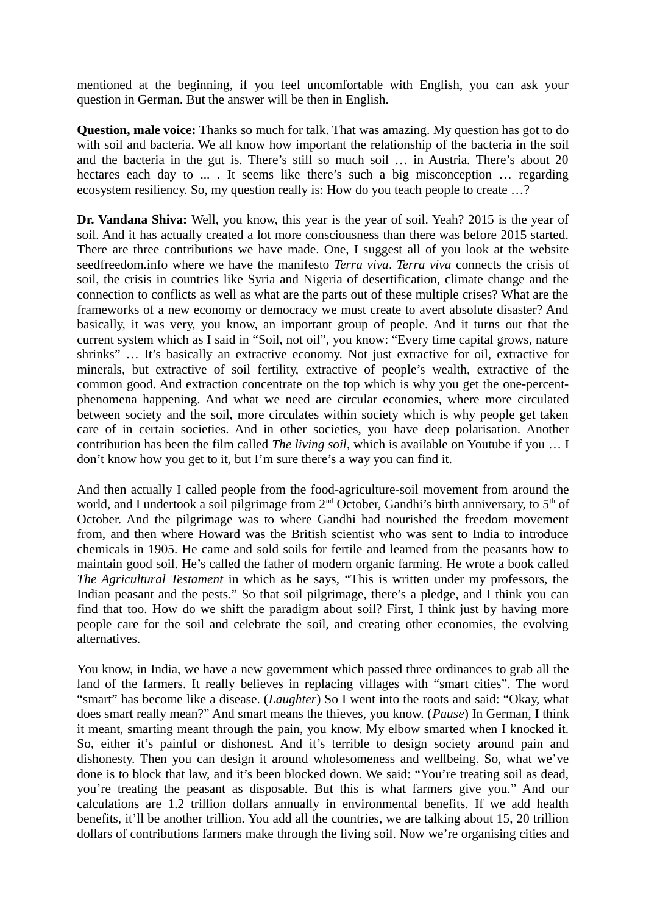mentioned at the beginning, if you feel uncomfortable with English, you can ask your question in German. But the answer will be then in English.

**Question, male voice:** Thanks so much for talk. That was amazing. My question has got to do with soil and bacteria. We all know how important the relationship of the bacteria in the soil and the bacteria in the gut is. There's still so much soil … in Austria. There's about 20 hectares each day to ... . It seems like there's such a big misconception … regarding ecosystem resiliency. So, my question really is: How do you teach people to create …?

**Dr. Vandana Shiva:** Well, you know, this year is the year of soil. Yeah? 2015 is the year of soil. And it has actually created a lot more consciousness than there was before 2015 started. There are three contributions we have made. One, I suggest all of you look at the website seedfreedom.info where we have the manifesto *Terra viva*. *Terra viva* connects the crisis of soil, the crisis in countries like Syria and Nigeria of desertification, climate change and the connection to conflicts as well as what are the parts out of these multiple crises? What are the frameworks of a new economy or democracy we must create to avert absolute disaster? And basically, it was very, you know, an important group of people. And it turns out that the current system which as I said in "Soil, not oil", you know: "Every time capital grows, nature shrinks" … It's basically an extractive economy. Not just extractive for oil, extractive for minerals, but extractive of soil fertility, extractive of people's wealth, extractive of the common good. And extraction concentrate on the top which is why you get the one-percent-phenomena happening. And what we need are circular economies, where more circulated between society and the soil, more circulates within society which is why people get taken care of in certain societies. And in other societies, you have deep polarisation. Another contribution has been the film called *The living soil*, which is available on Youtube if you … I don't know how you get to it, but I'm sure there's a way you can find it.

And then actually I called people from the food-agriculture-soil movement from around the world, and I undertook a soil pilgrimage from 2nd October, Gandhi's birth anniversary, to 5th of October. And the pilgrimage was to where Gandhi had nourished the freedom movement from, and then where Howard was the British scientist who was sent to India to introduce chemicals in 1905. He came and sold soils for fertile and learned from the peasants how to maintain good soil. He's called the father of modern organic farming. He wrote a book called *The Agricultural Testament* in which as he says, "This is written under my professors, the Indian peasant and the pests." So that soil pilgrimage, there's a pledge, and I think you can find that too. How do we shift the paradigm about soil? First, I think just by having more people care for the soil and celebrate the soil, and creating other economies, the evolving alternatives.

You know, in India, we have a new government which passed three ordinances to grab all the land of the farmers. It really believes in replacing villages with "smart cities". The word "smart" has become like a disease. (*Laughter*) So I went into the roots and said: "Okay, what does smart really mean?" And smart means the thieves, you know. (*Pause*) In German, I think it meant, smarting meant through the pain, you know. My elbow smarted when I knocked it. So, either it's painful or dishonest. And it's terrible to design society around pain and dishonesty. Then you can design it around wholesomeness and wellbeing. So, what we've done is to block that law, and it's been blocked down. We said: "You're treating soil as dead, you're treating the peasant as disposable. But this is what farmers give you." And our calculations are 1.2 trillion dollars annually in environmental benefits. If we add health benefits, it'll be another trillion. You add all the countries, we are talking about 15, 20 trillion dollars of contributions farmers make through the living soil. Now we're organising cities and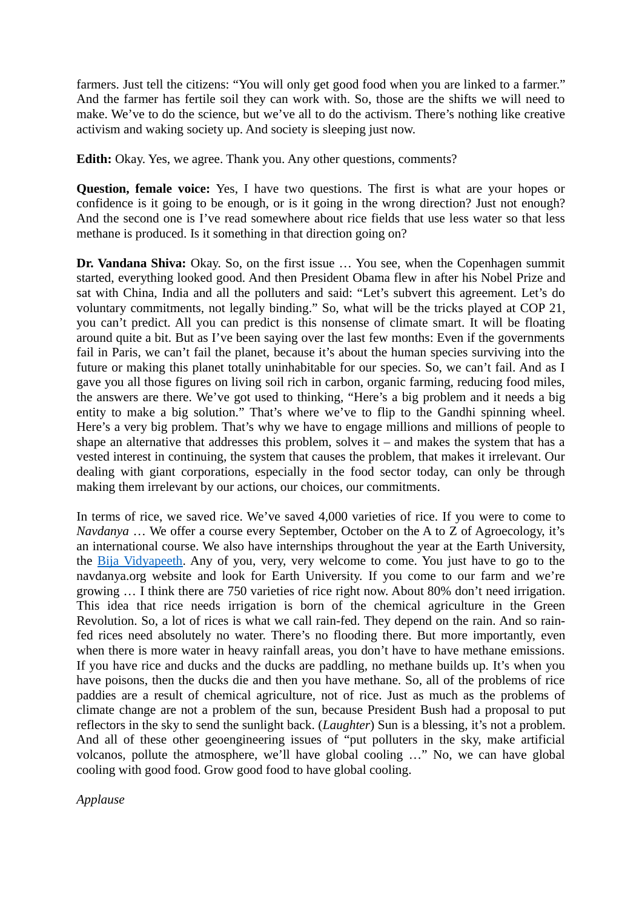farmers. Just tell the citizens: “You will only get good food when you are linked to a farmer.” And the farmer has fertile soil they can work with. So, those are the shifts we will need to make. We’ve to do the science, but we’ve all to do the activism. There’s nothing like creative activism and waking society up. And society is sleeping just now.

**Edith:** Okay. Yes, we agree. Thank you. Any other questions, comments?

**Question, female voice:** Yes, I have two questions. The first is what are your hopes or confidence is it going to be enough, or is it going in the wrong direction? Just not enough? And the second one is I’ve read somewhere about rice fields that use less water so that less methane is produced. Is it something in that direction going on?

**Dr. Vandana Shiva:** Okay. So, on the first issue … You see, when the Copenhagen summit started, everything looked good. And then President Obama flew in after his Nobel Prize and sat with China, India and all the polluters and said: “Let’s subvert this agreement. Let’s do voluntary commitments, not legally binding.” So, what will be the tricks played at COP 21, you can’t predict. All you can predict is this nonsense of climate smart. It will be floating around quite a bit. But as I’ve been saying over the last few months: Even if the governments fail in Paris, we can’t fail the planet, because it’s about the human species surviving into the future or making this planet totally uninhabitable for our species. So, we can’t fail. And as I gave you all those figures on living soil rich in carbon, organic farming, reducing food miles, the answers are there. We’ve got used to thinking, “Here’s a big problem and it needs a big entity to make a big solution.” That’s where we’ve to flip to the Gandhi spinning wheel. Here’s a very big problem. That’s why we have to engage millions and millions of people to shape an alternative that addresses this problem, solves it – and makes the system that has a vested interest in continuing, the system that causes the problem, that makes it irrelevant. Our dealing with giant corporations, especially in the food sector today, can only be through making them irrelevant by our actions, our choices, our commitments.

In terms of rice, we saved rice. We’ve saved 4,000 varieties of rice. If you were to come to *Navdanya* … We offer a course every September, October on the A to Z of Agroecology, it’s an international course. We also have internships throughout the year at the Earth University, the Bija Vidyapeeth. Any of you, very, very welcome to come. You just have to go to the navdanya.org website and look for Earth University. If you come to our farm and we’re growing … I think there are 750 varieties of rice right now. About 80% don’t need irrigation. This idea that rice needs irrigation is born of the chemical agriculture in the Green Revolution. So, a lot of rices is what we call rain-fed. They depend on the rain. And so rain-fed rices need absolutely no water. There’s no flooding there. But more importantly, even when there is more water in heavy rainfall areas, you don’t have to have methane emissions. If you have rice and ducks and the ducks are paddling, no methane builds up. It’s when you have poisons, then the ducks die and then you have methane. So, all of the problems of rice paddies are a result of chemical agriculture, not of rice. Just as much as the problems of climate change are not a problem of the sun, because President Bush had a proposal to put reflectors in the sky to send the sunlight back. (*Laughter*) Sun is a blessing, it’s not a problem. And all of these other geoengineering issues of “put polluters in the sky, make artificial volcanos, pollute the atmosphere, we’ll have global cooling …” No, we can have global cooling with good food. Grow good food to have global cooling.

*Applause*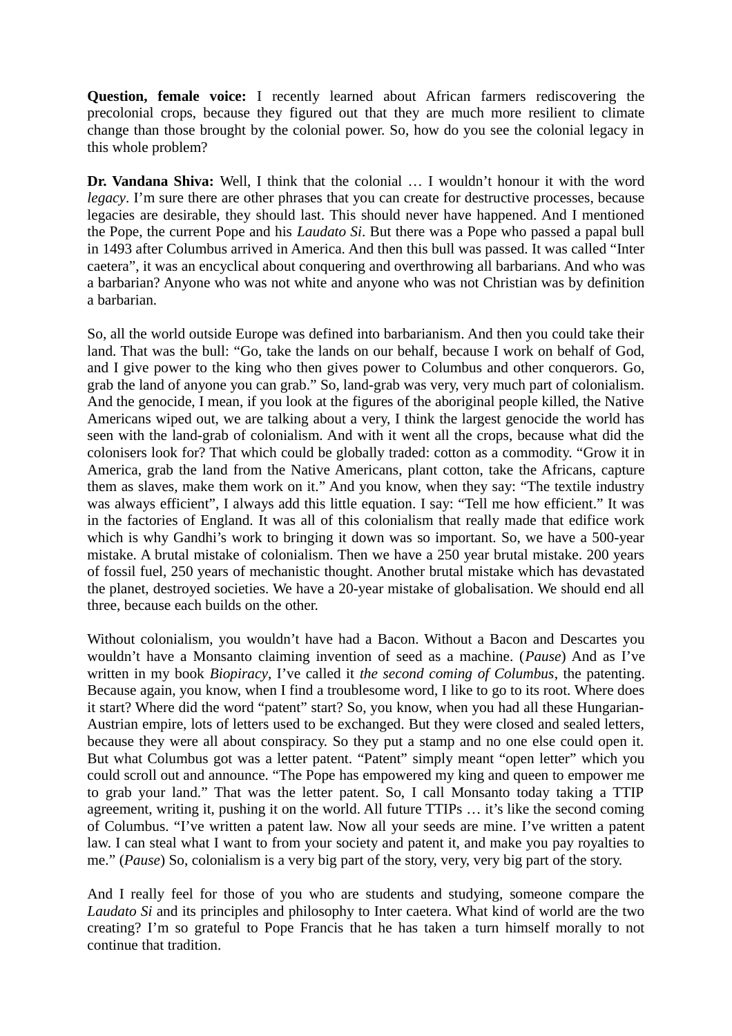**Question, female voice:** I recently learned about African farmers rediscovering the precolonial crops, because they figured out that they are much more resilient to climate change than those brought by the colonial power. So, how do you see the colonial legacy in this whole problem?

**Dr. Vandana Shiva:** Well, I think that the colonial … I wouldn't honour it with the word *legacy*. I'm sure there are other phrases that you can create for destructive processes, because legacies are desirable, they should last. This should never have happened. And I mentioned the Pope, the current Pope and his *Laudato Si*. But there was a Pope who passed a papal bull in 1493 after Columbus arrived in America. And then this bull was passed. It was called "Inter caetera", it was an encyclical about conquering and overthrowing all barbarians. And who was a barbarian? Anyone who was not white and anyone who was not Christian was by definition a barbarian.

So, all the world outside Europe was defined into barbarianism. And then you could take their land. That was the bull: "Go, take the lands on our behalf, because I work on behalf of God, and I give power to the king who then gives power to Columbus and other conquerors. Go, grab the land of anyone you can grab." So, land-grab was very, very much part of colonialism. And the genocide, I mean, if you look at the figures of the aboriginal people killed, the Native Americans wiped out, we are talking about a very, I think the largest genocide the world has seen with the land-grab of colonialism. And with it went all the crops, because what did the colonisers look for? That which could be globally traded: cotton as a commodity. "Grow it in America, grab the land from the Native Americans, plant cotton, take the Africans, capture them as slaves, make them work on it." And you know, when they say: "The textile industry was always efficient", I always add this little equation. I say: "Tell me how efficient." It was in the factories of England. It was all of this colonialism that really made that edifice work which is why Gandhi's work to bringing it down was so important. So, we have a 500-year mistake. A brutal mistake of colonialism. Then we have a 250 year brutal mistake. 200 years of fossil fuel, 250 years of mechanistic thought. Another brutal mistake which has devastated the planet, destroyed societies. We have a 20-year mistake of globalisation. We should end all three, because each builds on the other.

Without colonialism, you wouldn't have had a Bacon. Without a Bacon and Descartes you wouldn't have a Monsanto claiming invention of seed as a machine. (*Pause*) And as I've written in my book *Biopiracy*, I've called it *the second coming of Columbus*, the patenting. Because again, you know, when I find a troublesome word, I like to go to its root. Where does it start? Where did the word "patent" start? So, you know, when you had all these Hungarian-Austrian empire, lots of letters used to be exchanged. But they were closed and sealed letters, because they were all about conspiracy. So they put a stamp and no one else could open it. But what Columbus got was a letter patent. "Patent" simply meant "open letter" which you could scroll out and announce. "The Pope has empowered my king and queen to empower me to grab your land." That was the letter patent. So, I call Monsanto today taking a TTIP agreement, writing it, pushing it on the world. All future TTIPs … it's like the second coming of Columbus. "I've written a patent law. Now all your seeds are mine. I've written a patent law. I can steal what I want to from your society and patent it, and make you pay royalties to me." (*Pause*) So, colonialism is a very big part of the story, very, very big part of the story.

And I really feel for those of you who are students and studying, someone compare the *Laudato Si* and its principles and philosophy to Inter caetera. What kind of world are the two creating? I'm so grateful to Pope Francis that he has taken a turn himself morally to not continue that tradition.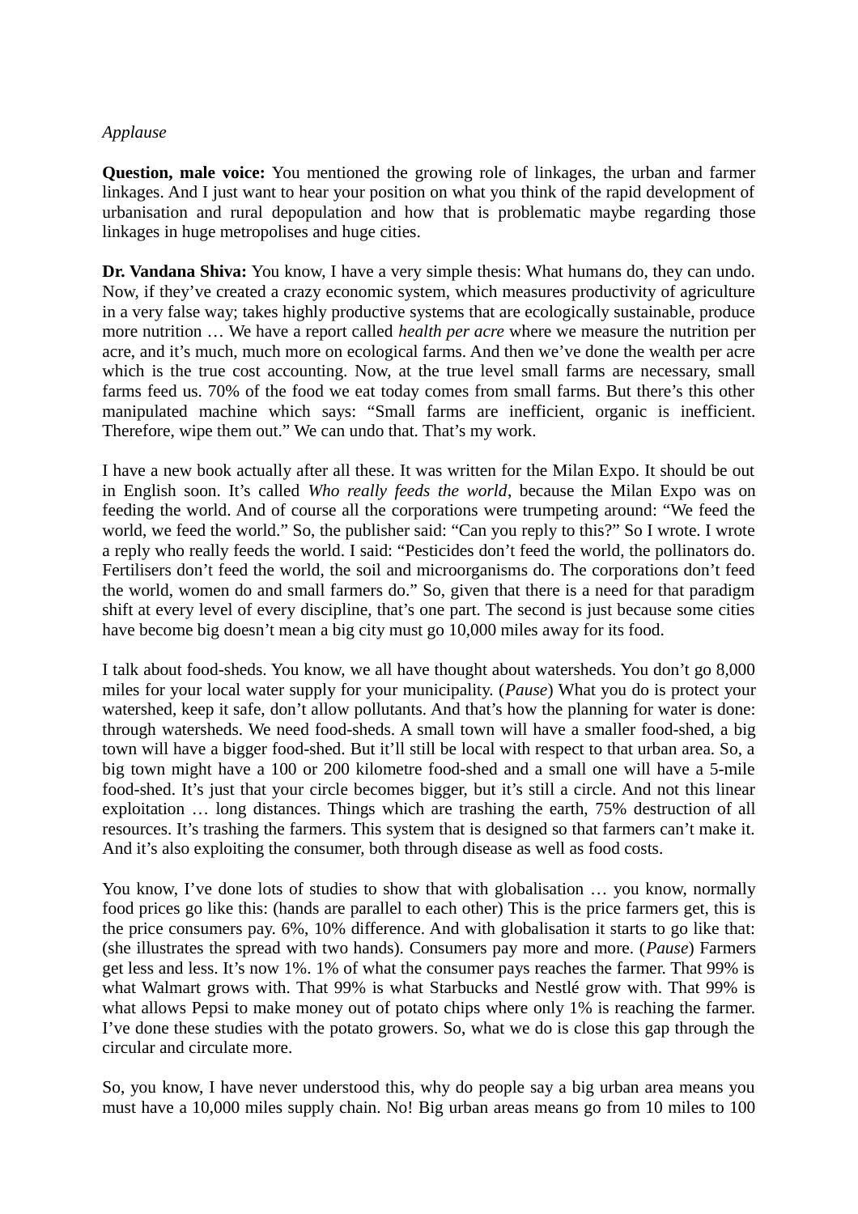*Applause*

**Question, male voice:** You mentioned the growing role of linkages, the urban and farmer linkages. And I just want to hear your position on what you think of the rapid development of urbanisation and rural depopulation and how that is problematic maybe regarding those linkages in huge metropolises and huge cities.

**Dr. Vandana Shiva:** You know, I have a very simple thesis: What humans do, they can undo. Now, if they've created a crazy economic system, which measures productivity of agriculture in a very false way; takes highly productive systems that are ecologically sustainable, produce more nutrition … We have a report called *health per acre* where we measure the nutrition per acre, and it's much, much more on ecological farms. And then we've done the wealth per acre which is the true cost accounting. Now, at the true level small farms are necessary, small farms feed us. 70% of the food we eat today comes from small farms. But there's this other manipulated machine which says: "Small farms are inefficient, organic is inefficient. Therefore, wipe them out." We can undo that. That's my work.

I have a new book actually after all these. It was written for the Milan Expo. It should be out in English soon. It's called *Who really feeds the world*, because the Milan Expo was on feeding the world. And of course all the corporations were trumpeting around: "We feed the world, we feed the world." So, the publisher said: "Can you reply to this?" So I wrote. I wrote a reply who really feeds the world. I said: "Pesticides don't feed the world, the pollinators do. Fertilisers don't feed the world, the soil and microorganisms do. The corporations don't feed the world, women do and small farmers do." So, given that there is a need for that paradigm shift at every level of every discipline, that's one part. The second is just because some cities have become big doesn't mean a big city must go 10,000 miles away for its food.

I talk about food-sheds. You know, we all have thought about watersheds. You don't go 8,000 miles for your local water supply for your municipality. (*Pause*) What you do is protect your watershed, keep it safe, don't allow pollutants. And that's how the planning for water is done: through watersheds. We need food-sheds. A small town will have a smaller food-shed, a big town will have a bigger food-shed. But it'll still be local with respect to that urban area. So, a big town might have a 100 or 200 kilometre food-shed and a small one will have a 5-mile food-shed. It's just that your circle becomes bigger, but it's still a circle. And not this linear exploitation … long distances. Things which are trashing the earth, 75% destruction of all resources. It's trashing the farmers. This system that is designed so that farmers can't make it. And it's also exploiting the consumer, both through disease as well as food costs.

You know, I've done lots of studies to show that with globalisation … you know, normally food prices go like this: (hands are parallel to each other) This is the price farmers get, this is the price consumers pay. 6%, 10% difference. And with globalisation it starts to go like that: (she illustrates the spread with two hands). Consumers pay more and more. (*Pause*) Farmers get less and less. It's now 1%. 1% of what the consumer pays reaches the farmer. That 99% is what Walmart grows with. That 99% is what Starbucks and Nestlé grow with. That 99% is what allows Pepsi to make money out of potato chips where only 1% is reaching the farmer. I've done these studies with the potato growers. So, what we do is close this gap through the circular and circulate more.

So, you know, I have never understood this, why do people say a big urban area means you must have a 10,000 miles supply chain. No! Big urban areas means go from 10 miles to 100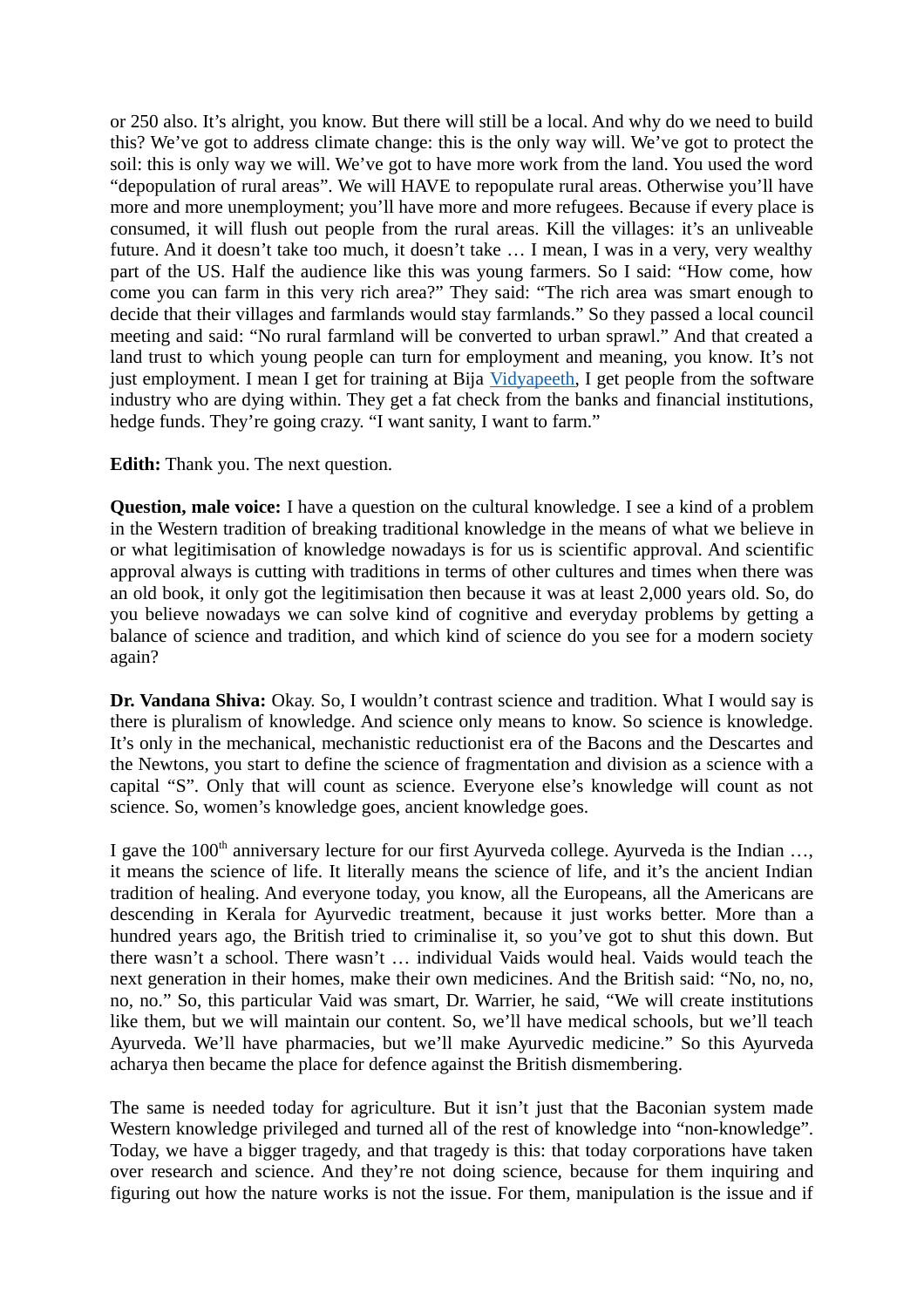or 250 also. It’s alright, you know. But there will still be a local. And why do we need to build this? We’ve got to address climate change: this is the only way will. We’ve got to protect the soil: this is only way we will. We’ve got to have more work from the land. You used the word “depopulation of rural areas”. We will HAVE to repopulate rural areas. Otherwise you’ll have more and more unemployment; you’ll have more and more refugees. Because if every place is consumed, it will flush out people from the rural areas. Kill the villages: it’s an unliveable future. And it doesn’t take too much, it doesn’t take … I mean, I was in a very, very wealthy part of the US. Half the audience like this was young farmers. So I said: “How come, how come you can farm in this very rich area?” They said: “The rich area was smart enough to decide that their villages and farmlands would stay farmlands.” So they passed a local council meeting and said: “No rural farmland will be converted to urban sprawl.” And that created a land trust to which young people can turn for employment and meaning, you know. It’s not just employment. I mean I get for training at Bija Vidyapeeth, I get people from the software industry who are dying within. They get a fat check from the banks and financial institutions, hedge funds. They’re going crazy. “I want sanity, I want to farm.”

**Edith:** Thank you. The next question.

**Question, male voice:** I have a question on the cultural knowledge. I see a kind of a problem in the Western tradition of breaking traditional knowledge in the means of what we believe in or what legitimisation of knowledge nowadays is for us is scientific approval. And scientific approval always is cutting with traditions in terms of other cultures and times when there was an old book, it only got the legitimisation then because it was at least 2,000 years old. So, do you believe nowadays we can solve kind of cognitive and everyday problems by getting a balance of science and tradition, and which kind of science do you see for a modern society again?

**Dr. Vandana Shiva:** Okay. So, I wouldn’t contrast science and tradition. What I would say is there is pluralism of knowledge. And science only means to know. So science is knowledge. It’s only in the mechanical, mechanistic reductionist era of the Bacons and the Descartes and the Newtons, you start to define the science of fragmentation and division as a science with a capital “S”. Only that will count as science. Everyone else’s knowledge will count as not science. So, women’s knowledge goes, ancient knowledge goes.

I gave the 100th anniversary lecture for our first Ayurveda college. Ayurveda is the Indian …, it means the science of life. It literally means the science of life, and it’s the ancient Indian tradition of healing. And everyone today, you know, all the Europeans, all the Americans are descending in Kerala for Ayurvedic treatment, because it just works better. More than a hundred years ago, the British tried to criminalise it, so you’ve got to shut this down. But there wasn’t a school. There wasn’t … individual Vaids would heal. Vaids would teach the next generation in their homes, make their own medicines. And the British said: “No, no, no, no, no.” So, this particular Vaid was smart, Dr. Warrier, he said, “We will create institutions like them, but we will maintain our content. So, we’ll have medical schools, but we’ll teach Ayurveda. We’ll have pharmacies, but we’ll make Ayurvedic medicine.” So this Ayurveda acharya then became the place for defence against the British dismembering.

The same is needed today for agriculture. But it isn’t just that the Baconian system made Western knowledge privileged and turned all of the rest of knowledge into “non-knowledge”. Today, we have a bigger tragedy, and that tragedy is this: that today corporations have taken over research and science. And they’re not doing science, because for them inquiring and figuring out how the nature works is not the issue. For them, manipulation is the issue and if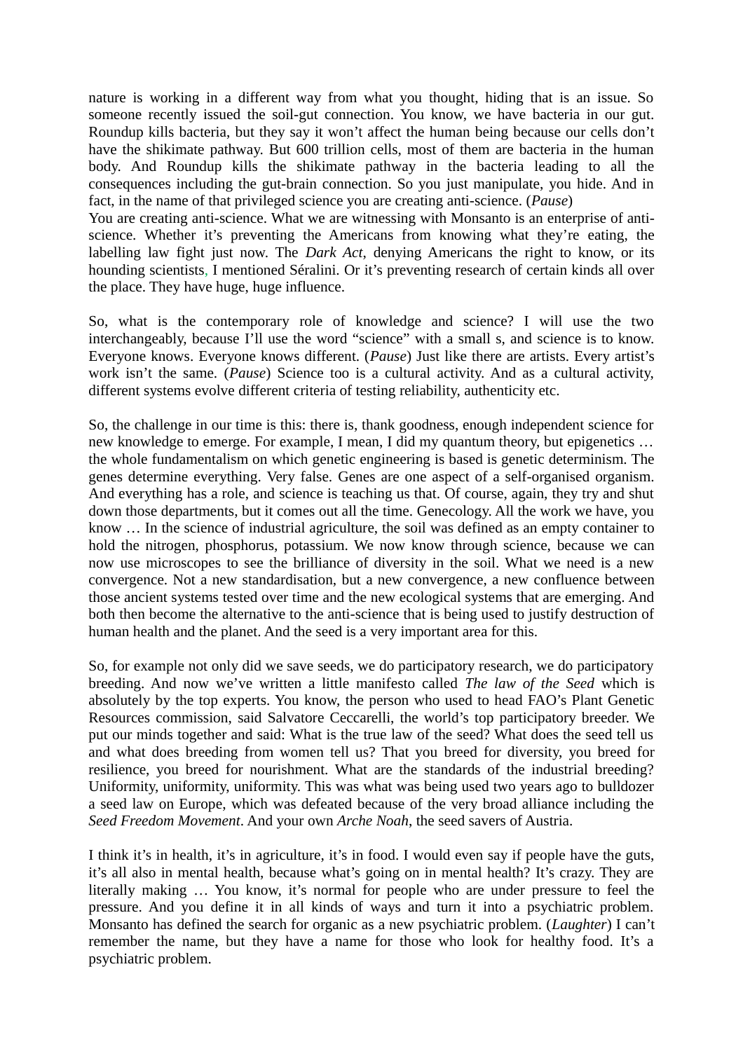nature is working in a different way from what you thought, hiding that is an issue. So someone recently issued the soil-gut connection. You know, we have bacteria in our gut. Roundup kills bacteria, but they say it won't affect the human being because our cells don't have the shikimate pathway. But 600 trillion cells, most of them are bacteria in the human body. And Roundup kills the shikimate pathway in the bacteria leading to all the consequences including the gut-brain connection. So you just manipulate, you hide. And in fact, in the name of that privileged science you are creating anti-science. (*Pause*)
You are creating anti-science. What we are witnessing with Monsanto is an enterprise of anti-science. Whether it's preventing the Americans from knowing what they're eating, the labelling law fight just now. The *Dark Act*, denying Americans the right to know, or its hounding scientists, I mentioned Séralini. Or it's preventing research of certain kinds all over the place. They have huge, huge influence.

So, what is the contemporary role of knowledge and science? I will use the two interchangeably, because I'll use the word "science" with a small s, and science is to know. Everyone knows. Everyone knows different. (*Pause*) Just like there are artists. Every artist's work isn't the same. (*Pause*) Science too is a cultural activity. And as a cultural activity, different systems evolve different criteria of testing reliability, authenticity etc.

So, the challenge in our time is this: there is, thank goodness, enough independent science for new knowledge to emerge. For example, I mean, I did my quantum theory, but epigenetics … the whole fundamentalism on which genetic engineering is based is genetic determinism. The genes determine everything. Very false. Genes are one aspect of a self-organised organism. And everything has a role, and science is teaching us that. Of course, again, they try and shut down those departments, but it comes out all the time. Genecology. All the work we have, you know … In the science of industrial agriculture, the soil was defined as an empty container to hold the nitrogen, phosphorus, potassium. We now know through science, because we can now use microscopes to see the brilliance of diversity in the soil. What we need is a new convergence. Not a new standardisation, but a new convergence, a new confluence between those ancient systems tested over time and the new ecological systems that are emerging. And both then become the alternative to the anti-science that is being used to justify destruction of human health and the planet. And the seed is a very important area for this.

So, for example not only did we save seeds, we do participatory research, we do participatory breeding. And now we've written a little manifesto called *The law of the Seed* which is absolutely by the top experts. You know, the person who used to head FAO's Plant Genetic Resources commission, said Salvatore Ceccarelli, the world's top participatory breeder. We put our minds together and said: What is the true law of the seed? What does the seed tell us and what does breeding from women tell us? That you breed for diversity, you breed for resilience, you breed for nourishment. What are the standards of the industrial breeding? Uniformity, uniformity, uniformity. This was what was being used two years ago to bulldozer a seed law on Europe, which was defeated because of the very broad alliance including the *Seed Freedom Movement*. And your own *Arche Noah*, the seed savers of Austria.

I think it's in health, it's in agriculture, it's in food. I would even say if people have the guts, it's all also in mental health, because what's going on in mental health? It's crazy. They are literally making … You know, it's normal for people who are under pressure to feel the pressure. And you define it in all kinds of ways and turn it into a psychiatric problem. Monsanto has defined the search for organic as a new psychiatric problem. (*Laughter*) I can't remember the name, but they have a name for those who look for healthy food. It's a psychiatric problem.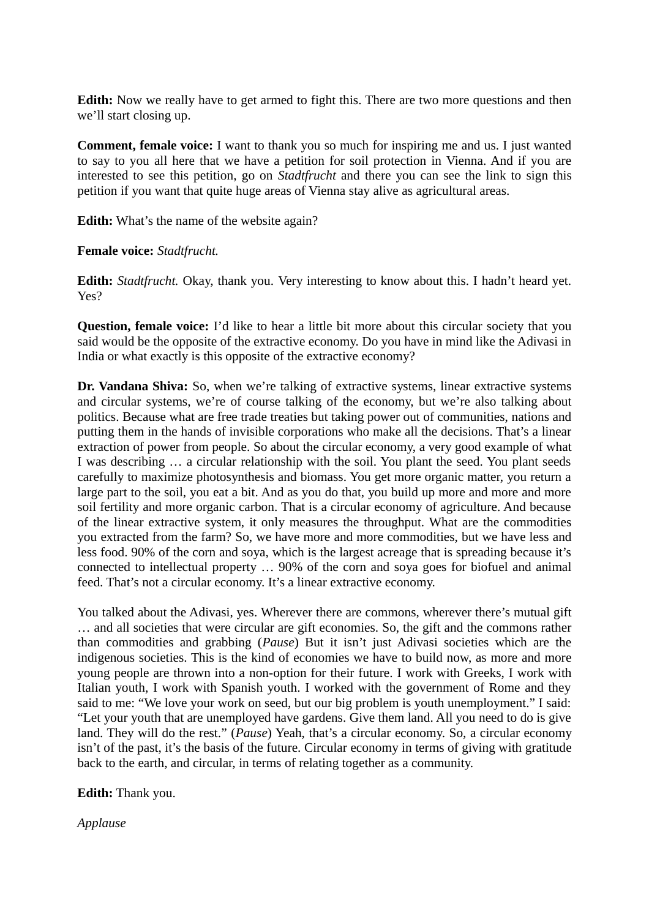**Edith:** Now we really have to get armed to fight this. There are two more questions and then we'll start closing up.

**Comment, female voice:** I want to thank you so much for inspiring me and us. I just wanted to say to you all here that we have a petition for soil protection in Vienna. And if you are interested to see this petition, go on *Stadtfrucht* and there you can see the link to sign this petition if you want that quite huge areas of Vienna stay alive as agricultural areas.

**Edith:** What's the name of the website again?

**Female voice:** *Stadtfrucht.*

**Edith:** *Stadtfrucht.* Okay, thank you. Very interesting to know about this. I hadn't heard yet. Yes?

**Question, female voice:** I'd like to hear a little bit more about this circular society that you said would be the opposite of the extractive economy. Do you have in mind like the Adivasi in India or what exactly is this opposite of the extractive economy?

**Dr. Vandana Shiva:** So, when we're talking of extractive systems, linear extractive systems and circular systems, we're of course talking of the economy, but we're also talking about politics. Because what are free trade treaties but taking power out of communities, nations and putting them in the hands of invisible corporations who make all the decisions. That's a linear extraction of power from people. So about the circular economy, a very good example of what I was describing … a circular relationship with the soil. You plant the seed. You plant seeds carefully to maximize photosynthesis and biomass. You get more organic matter, you return a large part to the soil, you eat a bit. And as you do that, you build up more and more and more soil fertility and more organic carbon. That is a circular economy of agriculture. And because of the linear extractive system, it only measures the throughput. What are the commodities you extracted from the farm? So, we have more and more commodities, but we have less and less food. 90% of the corn and soya, which is the largest acreage that is spreading because it's connected to intellectual property … 90% of the corn and soya goes for biofuel and animal feed. That's not a circular economy. It's a linear extractive economy.

You talked about the Adivasi, yes. Wherever there are commons, wherever there's mutual gift … and all societies that were circular are gift economies. So, the gift and the commons rather than commodities and grabbing (*Pause*) But it isn't just Adivasi societies which are the indigenous societies. This is the kind of economies we have to build now, as more and more young people are thrown into a non-option for their future. I work with Greeks, I work with Italian youth, I work with Spanish youth. I worked with the government of Rome and they said to me: "We love your work on seed, but our big problem is youth unemployment." I said: "Let your youth that are unemployed have gardens. Give them land. All you need to do is give land. They will do the rest." (*Pause*) Yeah, that's a circular economy. So, a circular economy isn't of the past, it's the basis of the future. Circular economy in terms of giving with gratitude back to the earth, and circular, in terms of relating together as a community.

**Edith:** Thank you.

*Applause*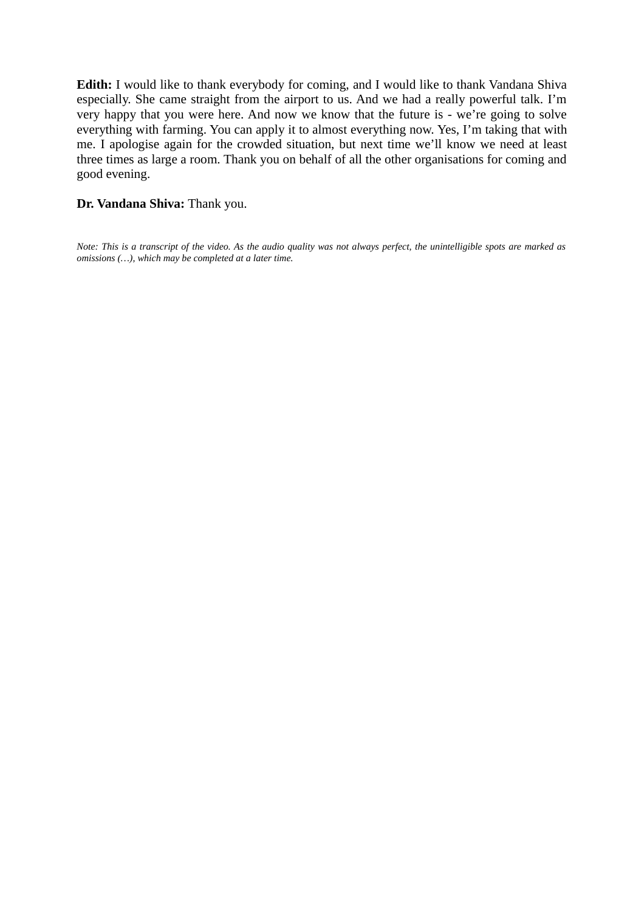**Edith:** I would like to thank everybody for coming, and I would like to thank Vandana Shiva especially. She came straight from the airport to us. And we had a really powerful talk. I'm very happy that you were here. And now we know that the future is - we're going to solve everything with farming. You can apply it to almost everything now. Yes, I'm taking that with me. I apologise again for the crowded situation, but next time we'll know we need at least three times as large a room. Thank you on behalf of all the other organisations for coming and good evening.

**Dr. Vandana Shiva:** Thank you.

*Note: This is a transcript of the video. As the audio quality was not always perfect, the unintelligible spots are marked as omissions (…), which may be completed at a later time.*